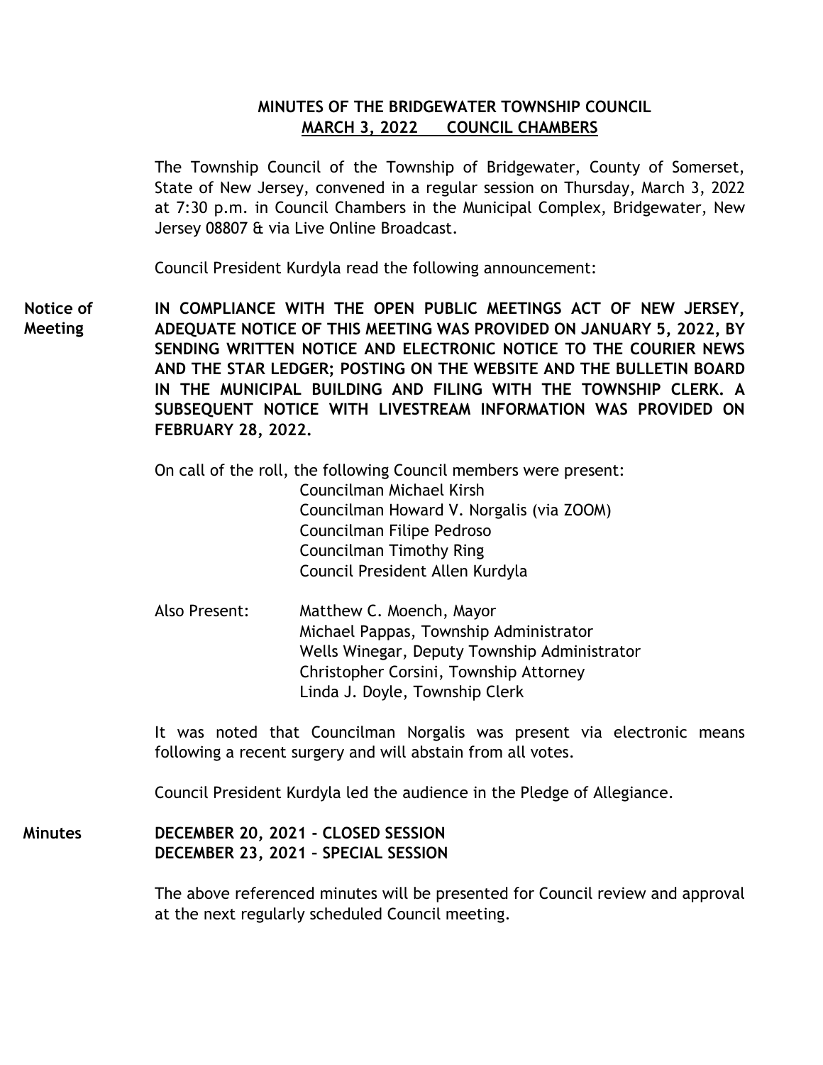# MINUTES OF THE BRIDGEWATER TOWNSHIP COUNCIL
## MARCH 3, 2022 COUNCIL CHAMBERS

The Township Council of the Township of Bridgewater, County of Somerset, State of New Jersey, convened in a regular session on Thursday, March 3, 2022 at 7:30 p.m. in Council Chambers in the Municipal Complex, Bridgewater, New Jersey 08807 & via Live Online Broadcast.

Council President Kurdyla read the following announcement:

**Notice of Meeting**

**IN COMPLIANCE WITH THE OPEN PUBLIC MEETINGS ACT OF NEW JERSEY, ADEQUATE NOTICE OF THIS MEETING WAS PROVIDED ON JANUARY 5, 2022, BY SENDING WRITTEN NOTICE AND ELECTRONIC NOTICE TO THE COURIER NEWS AND THE STAR LEDGER; POSTING ON THE WEBSITE AND THE BULLETIN BOARD IN THE MUNICIPAL BUILDING AND FILING WITH THE TOWNSHIP CLERK. A SUBSEQUENT NOTICE WITH LIVESTREAM INFORMATION WAS PROVIDED ON FEBRUARY 28, 2022.**

On call of the roll, the following Council members were present:

Councilman Michael Kirsh
Councilman Howard V. Norgalis (via ZOOM)
Councilman Filipe Pedroso
Councilman Timothy Ring
Council President Allen Kurdyla

Also Present:

Matthew C. Moench, Mayor
Michael Pappas, Township Administrator
Wells Winegar, Deputy Township Administrator
Christopher Corsini, Township Attorney
Linda J. Doyle, Township Clerk

It was noted that Councilman Norgalis was present via electronic means following a recent surgery and will abstain from all votes.

Council President Kurdyla led the audience in the Pledge of Allegiance.

**Minutes**

**DECEMBER 20, 2021 - CLOSED SESSION**
**DECEMBER 23, 2021 – SPECIAL SESSION**

The above referenced minutes will be presented for Council review and approval at the next regularly scheduled Council meeting.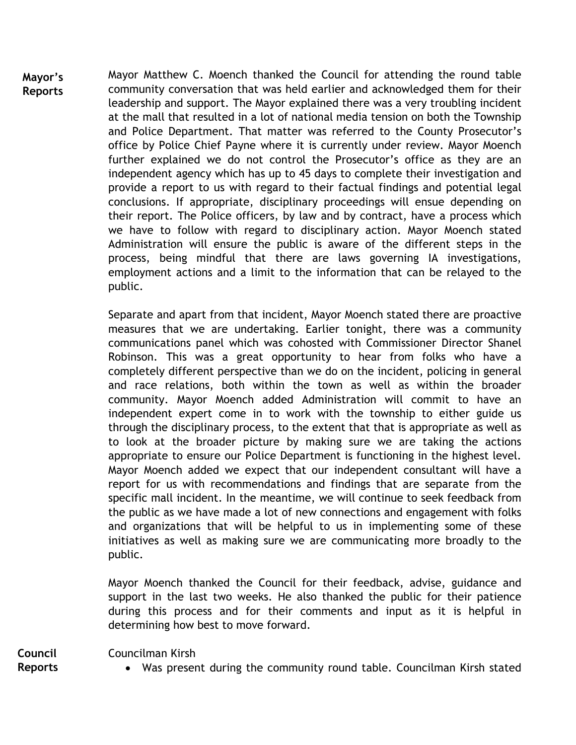**Mayor's Reports**

Mayor Matthew C. Moench thanked the Council for attending the round table community conversation that was held earlier and acknowledged them for their leadership and support. The Mayor explained there was a very troubling incident at the mall that resulted in a lot of national media tension on both the Township and Police Department. That matter was referred to the County Prosecutor's office by Police Chief Payne where it is currently under review. Mayor Moench further explained we do not control the Prosecutor's office as they are an independent agency which has up to 45 days to complete their investigation and provide a report to us with regard to their factual findings and potential legal conclusions. If appropriate, disciplinary proceedings will ensue depending on their report. The Police officers, by law and by contract, have a process which we have to follow with regard to disciplinary action. Mayor Moench stated Administration will ensure the public is aware of the different steps in the process, being mindful that there are laws governing IA investigations, employment actions and a limit to the information that can be relayed to the public.

Separate and apart from that incident, Mayor Moench stated there are proactive measures that we are undertaking. Earlier tonight, there was a community communications panel which was cohosted with Commissioner Director Shanel Robinson. This was a great opportunity to hear from folks who have a completely different perspective than we do on the incident, policing in general and race relations, both within the town as well as within the broader community. Mayor Moench added Administration will commit to have an independent expert come in to work with the township to either guide us through the disciplinary process, to the extent that that is appropriate as well as to look at the broader picture by making sure we are taking the actions appropriate to ensure our Police Department is functioning in the highest level. Mayor Moench added we expect that our independent consultant will have a report for us with recommendations and findings that are separate from the specific mall incident. In the meantime, we will continue to seek feedback from the public as we have made a lot of new connections and engagement with folks and organizations that will be helpful to us in implementing some of these initiatives as well as making sure we are communicating more broadly to the public.

Mayor Moench thanked the Council for their feedback, advise, guidance and support in the last two weeks. He also thanked the public for their patience during this process and for their comments and input as it is helpful in determining how best to move forward.

**Council Reports**

Councilman Kirsh

- Was present during the community round table. Councilman Kirsh stated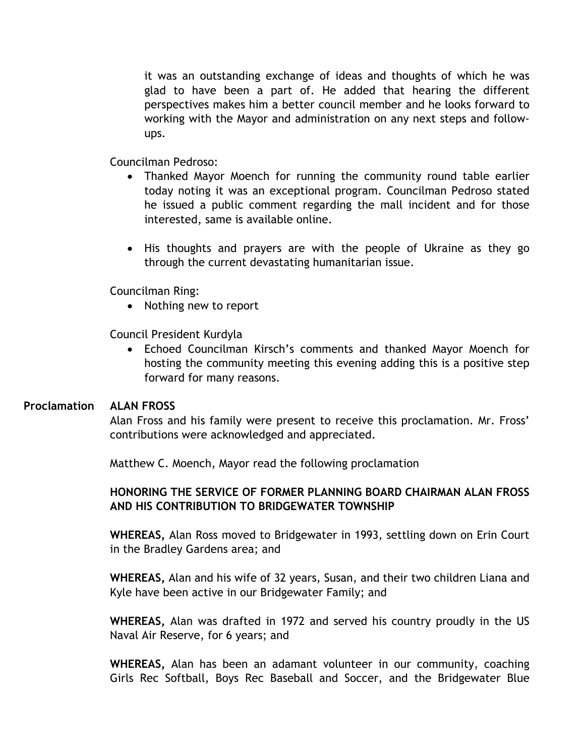it was an outstanding exchange of ideas and thoughts of which he was glad to have been a part of. He added that hearing the different perspectives makes him a better council member and he looks forward to working with the Mayor and administration on any next steps and follow-ups.

Councilman Pedroso:

- Thanked Mayor Moench for running the community round table earlier today noting it was an exceptional program. Councilman Pedroso stated he issued a public comment regarding the mall incident and for those interested, same is available online.
- His thoughts and prayers are with the people of Ukraine as they go through the current devastating humanitarian issue.

Councilman Ring:

- Nothing new to report

Council President Kurdyla

- Echoed Councilman Kirsch's comments and thanked Mayor Moench for hosting the community meeting this evening adding this is a positive step forward for many reasons.

**Proclamation** **ALAN FROSS**

Alan Fross and his family were present to receive this proclamation. Mr. Fross' contributions were acknowledged and appreciated.

Matthew C. Moench, Mayor read the following proclamation

**HONORING THE SERVICE OF FORMER PLANNING BOARD CHAIRMAN ALAN FROSS AND HIS CONTRIBUTION TO BRIDGEWATER TOWNSHIP**

**WHEREAS,** Alan Ross moved to Bridgewater in 1993, settling down on Erin Court in the Bradley Gardens area; and

**WHEREAS,** Alan and his wife of 32 years, Susan, and their two children Liana and Kyle have been active in our Bridgewater Family; and

**WHEREAS,** Alan was drafted in 1972 and served his country proudly in the US Naval Air Reserve, for 6 years; and

**WHEREAS,** Alan has been an adamant volunteer in our community, coaching Girls Rec Softball, Boys Rec Baseball and Soccer, and the Bridgewater Blue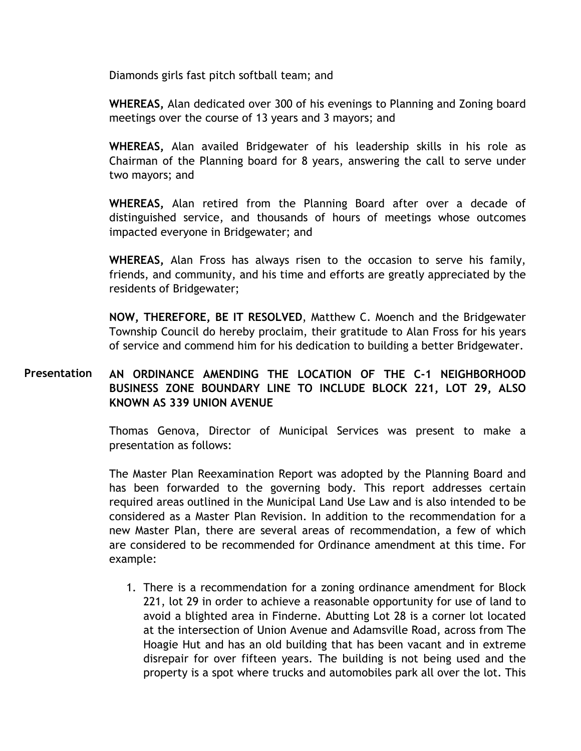Diamonds girls fast pitch softball team; and

**WHEREAS,** Alan dedicated over 300 of his evenings to Planning and Zoning board meetings over the course of 13 years and 3 mayors; and

**WHEREAS,** Alan availed Bridgewater of his leadership skills in his role as Chairman of the Planning board for 8 years, answering the call to serve under two mayors; and

**WHEREAS,** Alan retired from the Planning Board after over a decade of distinguished service, and thousands of hours of meetings whose outcomes impacted everyone in Bridgewater; and

**WHEREAS,** Alan Fross has always risen to the occasion to serve his family, friends, and community, and his time and efforts are greatly appreciated by the residents of Bridgewater;

**NOW, THEREFORE, BE IT RESOLVED**, Matthew C. Moench and the Bridgewater Township Council do hereby proclaim, their gratitude to Alan Fross for his years of service and commend him for his dedication to building a better Bridgewater.

**Presentation** **AN ORDINANCE AMENDING THE LOCATION OF THE C-1 NEIGHBORHOOD BUSINESS ZONE BOUNDARY LINE TO INCLUDE BLOCK 221, LOT 29, ALSO KNOWN AS 339 UNION AVENUE**

Thomas Genova, Director of Municipal Services was present to make a presentation as follows:

The Master Plan Reexamination Report was adopted by the Planning Board and has been forwarded to the governing body. This report addresses certain required areas outlined in the Municipal Land Use Law and is also intended to be considered as a Master Plan Revision. In addition to the recommendation for a new Master Plan, there are several areas of recommendation, a few of which are considered to be recommended for Ordinance amendment at this time. For example:

1. There is a recommendation for a zoning ordinance amendment for Block 221, lot 29 in order to achieve a reasonable opportunity for use of land to avoid a blighted area in Finderne. Abutting Lot 28 is a corner lot located at the intersection of Union Avenue and Adamsville Road, across from The Hoagie Hut and has an old building that has been vacant and in extreme disrepair for over fifteen years. The building is not being used and the property is a spot where trucks and automobiles park all over the lot. This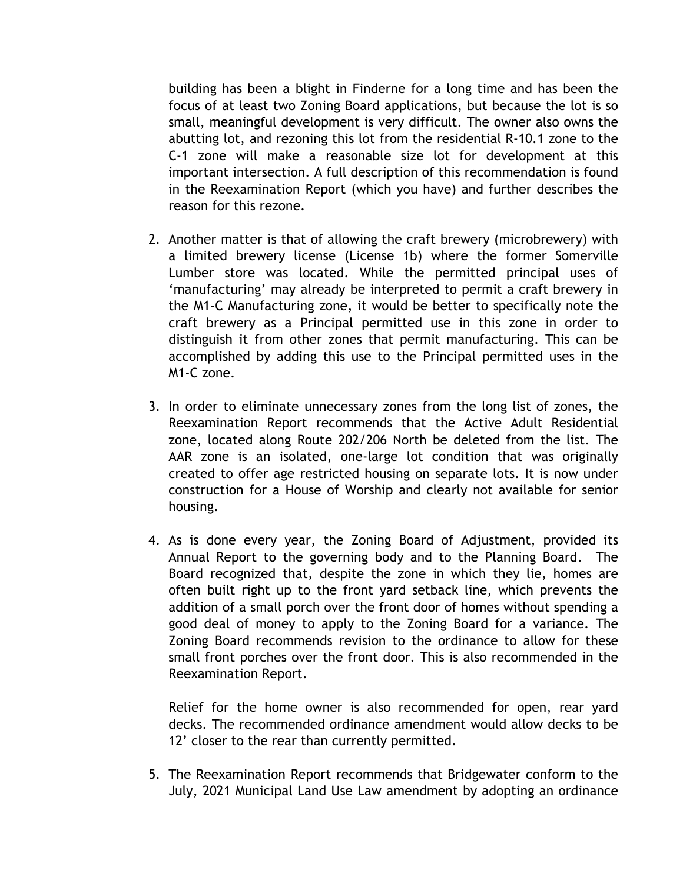building has been a blight in Finderne for a long time and has been the focus of at least two Zoning Board applications, but because the lot is so small, meaningful development is very difficult. The owner also owns the abutting lot, and rezoning this lot from the residential R-10.1 zone to the C-1 zone will make a reasonable size lot for development at this important intersection. A full description of this recommendation is found in the Reexamination Report (which you have) and further describes the reason for this rezone.

2. Another matter is that of allowing the craft brewery (microbrewery) with a limited brewery license (License 1b) where the former Somerville Lumber store was located. While the permitted principal uses of 'manufacturing' may already be interpreted to permit a craft brewery in the M1-C Manufacturing zone, it would be better to specifically note the craft brewery as a Principal permitted use in this zone in order to distinguish it from other zones that permit manufacturing. This can be accomplished by adding this use to the Principal permitted uses in the M1-C zone.

3. In order to eliminate unnecessary zones from the long list of zones, the Reexamination Report recommends that the Active Adult Residential zone, located along Route 202/206 North be deleted from the list. The AAR zone is an isolated, one-large lot condition that was originally created to offer age restricted housing on separate lots. It is now under construction for a House of Worship and clearly not available for senior housing.

4. As is done every year, the Zoning Board of Adjustment, provided its Annual Report to the governing body and to the Planning Board. The Board recognized that, despite the zone in which they lie, homes are often built right up to the front yard setback line, which prevents the addition of a small porch over the front door of homes without spending a good deal of money to apply to the Zoning Board for a variance. The Zoning Board recommends revision to the ordinance to allow for these small front porches over the front door. This is also recommended in the Reexamination Report.

   Relief for the home owner is also recommended for open, rear yard decks. The recommended ordinance amendment would allow decks to be 12' closer to the rear than currently permitted.

5. The Reexamination Report recommends that Bridgewater conform to the July, 2021 Municipal Land Use Law amendment by adopting an ordinance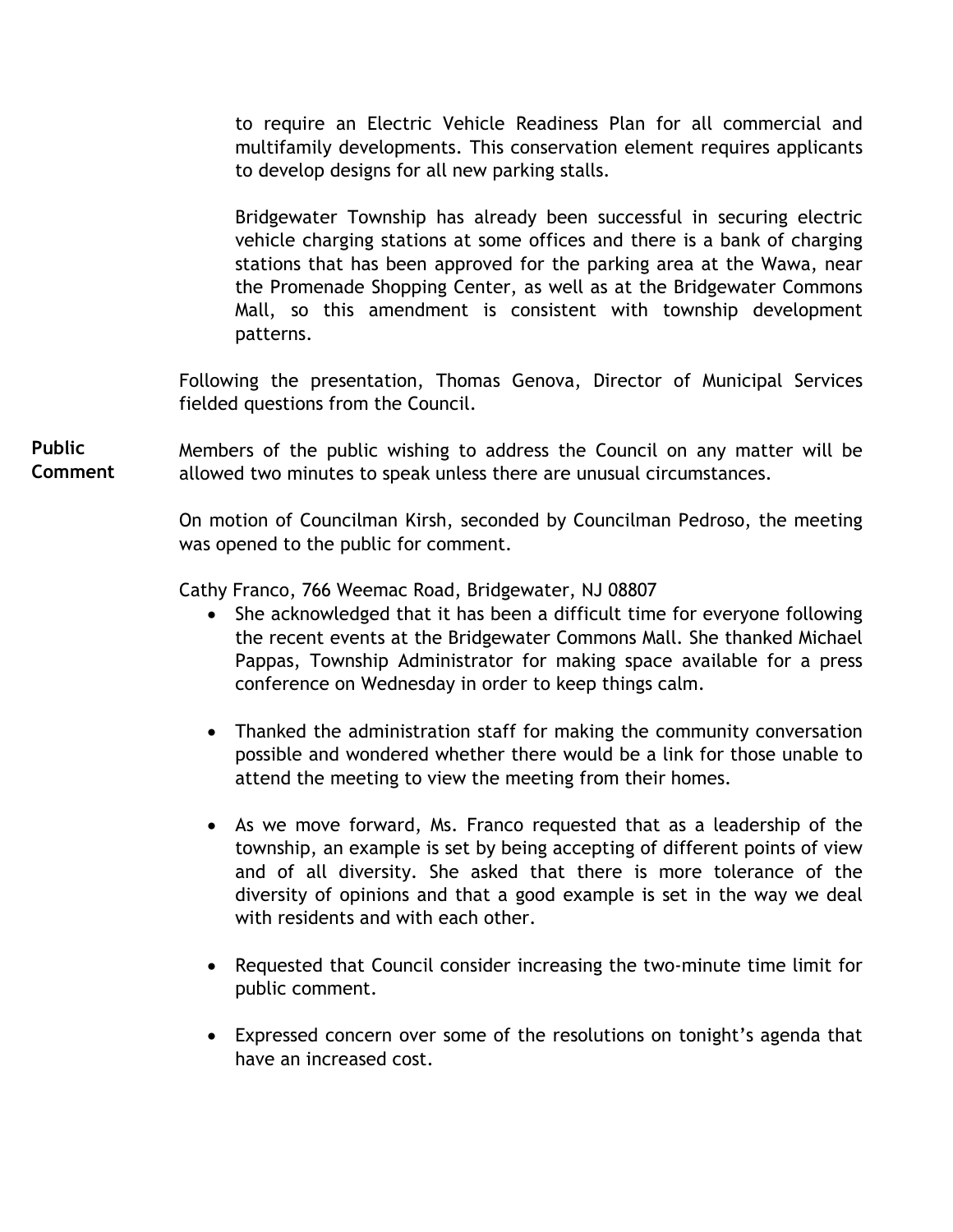to require an Electric Vehicle Readiness Plan for all commercial and multifamily developments. This conservation element requires applicants to develop designs for all new parking stalls.

Bridgewater Township has already been successful in securing electric vehicle charging stations at some offices and there is a bank of charging stations that has been approved for the parking area at the Wawa, near the Promenade Shopping Center, as well as at the Bridgewater Commons Mall, so this amendment is consistent with township development patterns.

Following the presentation, Thomas Genova, Director of Municipal Services fielded questions from the Council.

**Public Comment**

Members of the public wishing to address the Council on any matter will be allowed two minutes to speak unless there are unusual circumstances.

On motion of Councilman Kirsh, seconded by Councilman Pedroso, the meeting was opened to the public for comment.

Cathy Franco, 766 Weemac Road, Bridgewater, NJ 08807

- She acknowledged that it has been a difficult time for everyone following the recent events at the Bridgewater Commons Mall. She thanked Michael Pappas, Township Administrator for making space available for a press conference on Wednesday in order to keep things calm.

- Thanked the administration staff for making the community conversation possible and wondered whether there would be a link for those unable to attend the meeting to view the meeting from their homes.

- As we move forward, Ms. Franco requested that as a leadership of the township, an example is set by being accepting of different points of view and of all diversity. She asked that there is more tolerance of the diversity of opinions and that a good example is set in the way we deal with residents and with each other.

- Requested that Council consider increasing the two-minute time limit for public comment.

- Expressed concern over some of the resolutions on tonight's agenda that have an increased cost.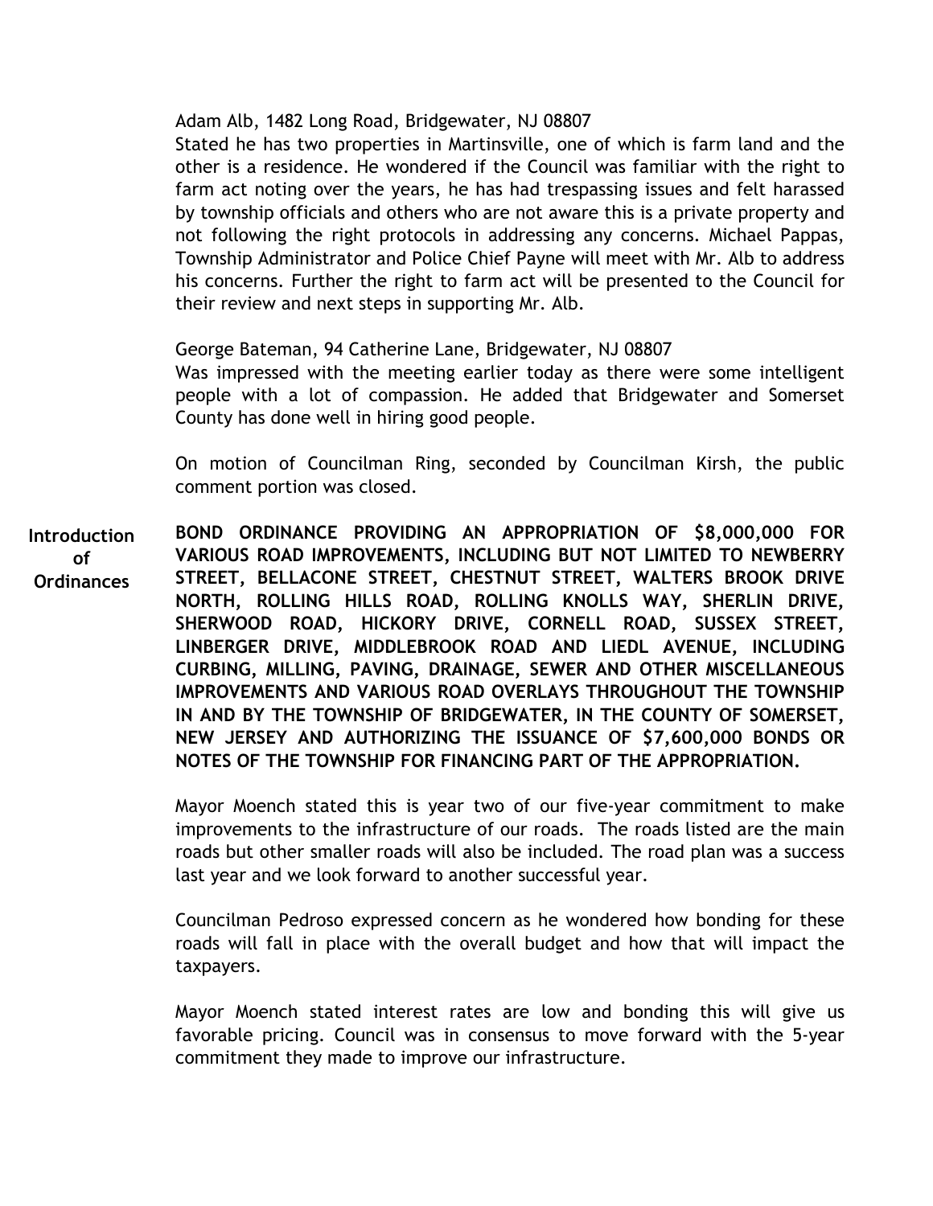Adam Alb, 1482 Long Road, Bridgewater, NJ 08807
Stated he has two properties in Martinsville, one of which is farm land and the other is a residence. He wondered if the Council was familiar with the right to farm act noting over the years, he has had trespassing issues and felt harassed by township officials and others who are not aware this is a private property and not following the right protocols in addressing any concerns. Michael Pappas, Township Administrator and Police Chief Payne will meet with Mr. Alb to address his concerns. Further the right to farm act will be presented to the Council for their review and next steps in supporting Mr. Alb.

George Bateman, 94 Catherine Lane, Bridgewater, NJ 08807
Was impressed with the meeting earlier today as there were some intelligent people with a lot of compassion. He added that Bridgewater and Somerset County has done well in hiring good people.

On motion of Councilman Ring, seconded by Councilman Kirsh, the public comment portion was closed.

**Introduction of Ordinances**

**BOND ORDINANCE PROVIDING AN APPROPRIATION OF $8,000,000 FOR VARIOUS ROAD IMPROVEMENTS, INCLUDING BUT NOT LIMITED TO NEWBERRY STREET, BELLACONE STREET, CHESTNUT STREET, WALTERS BROOK DRIVE NORTH, ROLLING HILLS ROAD, ROLLING KNOLLS WAY, SHERLIN DRIVE, SHERWOOD ROAD, HICKORY DRIVE, CORNELL ROAD, SUSSEX STREET, LINBERGER DRIVE, MIDDLEBROOK ROAD AND LIEDL AVENUE, INCLUDING CURBING, MILLING, PAVING, DRAINAGE, SEWER AND OTHER MISCELLANEOUS IMPROVEMENTS AND VARIOUS ROAD OVERLAYS THROUGHOUT THE TOWNSHIP IN AND BY THE TOWNSHIP OF BRIDGEWATER, IN THE COUNTY OF SOMERSET, NEW JERSEY AND AUTHORIZING THE ISSUANCE OF $7,600,000 BONDS OR NOTES OF THE TOWNSHIP FOR FINANCING PART OF THE APPROPRIATION.**

Mayor Moench stated this is year two of our five-year commitment to make improvements to the infrastructure of our roads. The roads listed are the main roads but other smaller roads will also be included. The road plan was a success last year and we look forward to another successful year.

Councilman Pedroso expressed concern as he wondered how bonding for these roads will fall in place with the overall budget and how that will impact the taxpayers.

Mayor Moench stated interest rates are low and bonding this will give us favorable pricing. Council was in consensus to move forward with the 5-year commitment they made to improve our infrastructure.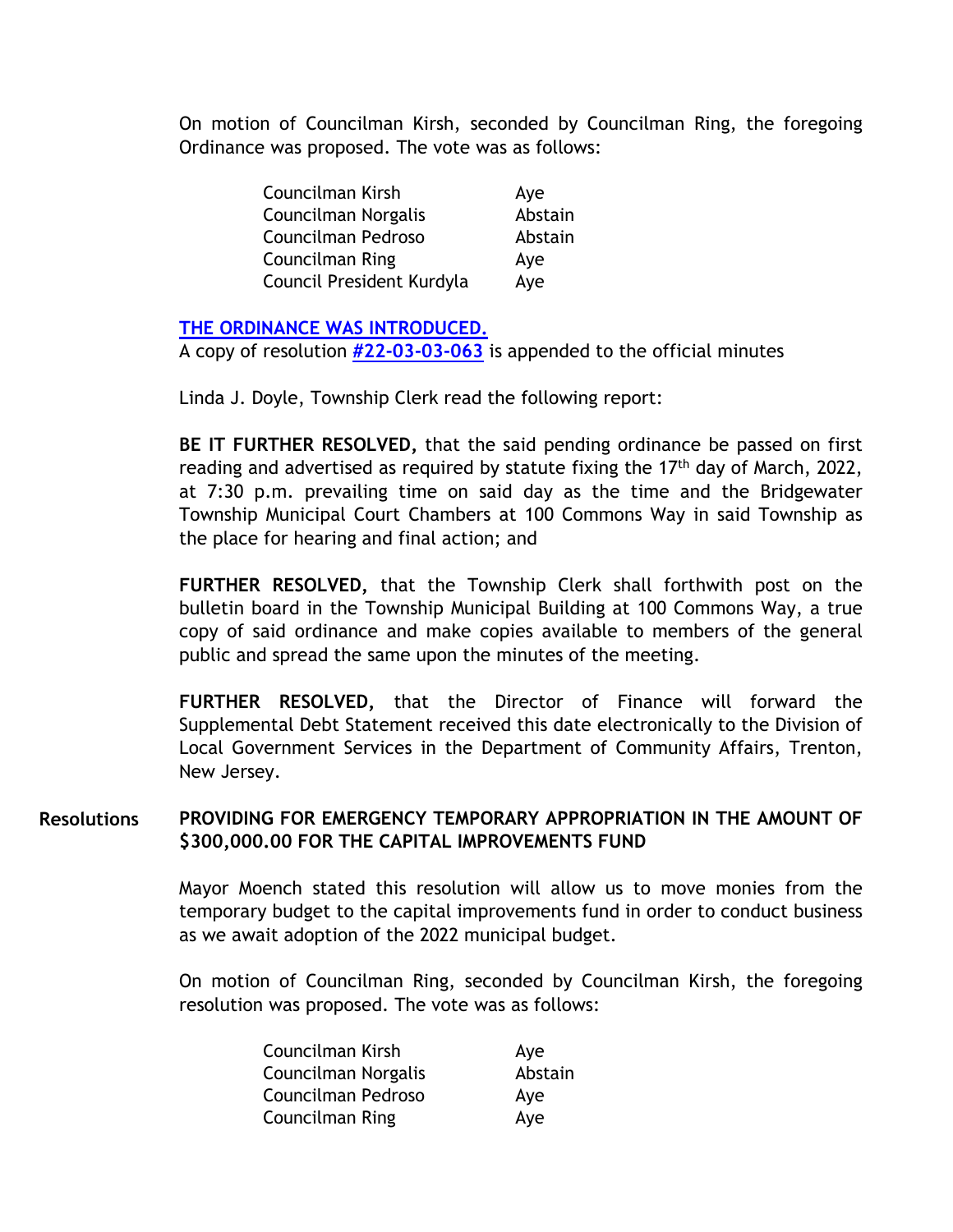On motion of Councilman Kirsh, seconded by Councilman Ring, the foregoing Ordinance was proposed. The vote was as follows:

| | |
|---|---|
| Councilman Kirsh | Aye |
| Councilman Norgalis | Abstain |
| Councilman Pedroso | Abstain |
| Councilman Ring | Aye |
| Council President Kurdyla | Aye |

**THE ORDINANCE WAS INTRODUCED.**
A copy of resolution **#22-03-03-063** is appended to the official minutes

Linda J. Doyle, Township Clerk read the following report:

**BE IT FURTHER RESOLVED,** that the said pending ordinance be passed on first reading and advertised as required by statute fixing the 17th day of March, 2022, at 7:30 p.m. prevailing time on said day as the time and the Bridgewater Township Municipal Court Chambers at 100 Commons Way in said Township as the place for hearing and final action; and

**FURTHER RESOLVED,** that the Township Clerk shall forthwith post on the bulletin board in the Township Municipal Building at 100 Commons Way, a true copy of said ordinance and make copies available to members of the general public and spread the same upon the minutes of the meeting.

**FURTHER RESOLVED,** that the Director of Finance will forward the Supplemental Debt Statement received this date electronically to the Division of Local Government Services in the Department of Community Affairs, Trenton, New Jersey.

**Resolutions**

**PROVIDING FOR EMERGENCY TEMPORARY APPROPRIATION IN THE AMOUNT OF $300,000.00 FOR THE CAPITAL IMPROVEMENTS FUND**

Mayor Moench stated this resolution will allow us to move monies from the temporary budget to the capital improvements fund in order to conduct business as we await adoption of the 2022 municipal budget.

On motion of Councilman Ring, seconded by Councilman Kirsh, the foregoing resolution was proposed. The vote was as follows:

| | |
|---|---|
| Councilman Kirsh | Aye |
| Councilman Norgalis | Abstain |
| Councilman Pedroso | Aye |
| Councilman Ring | Aye |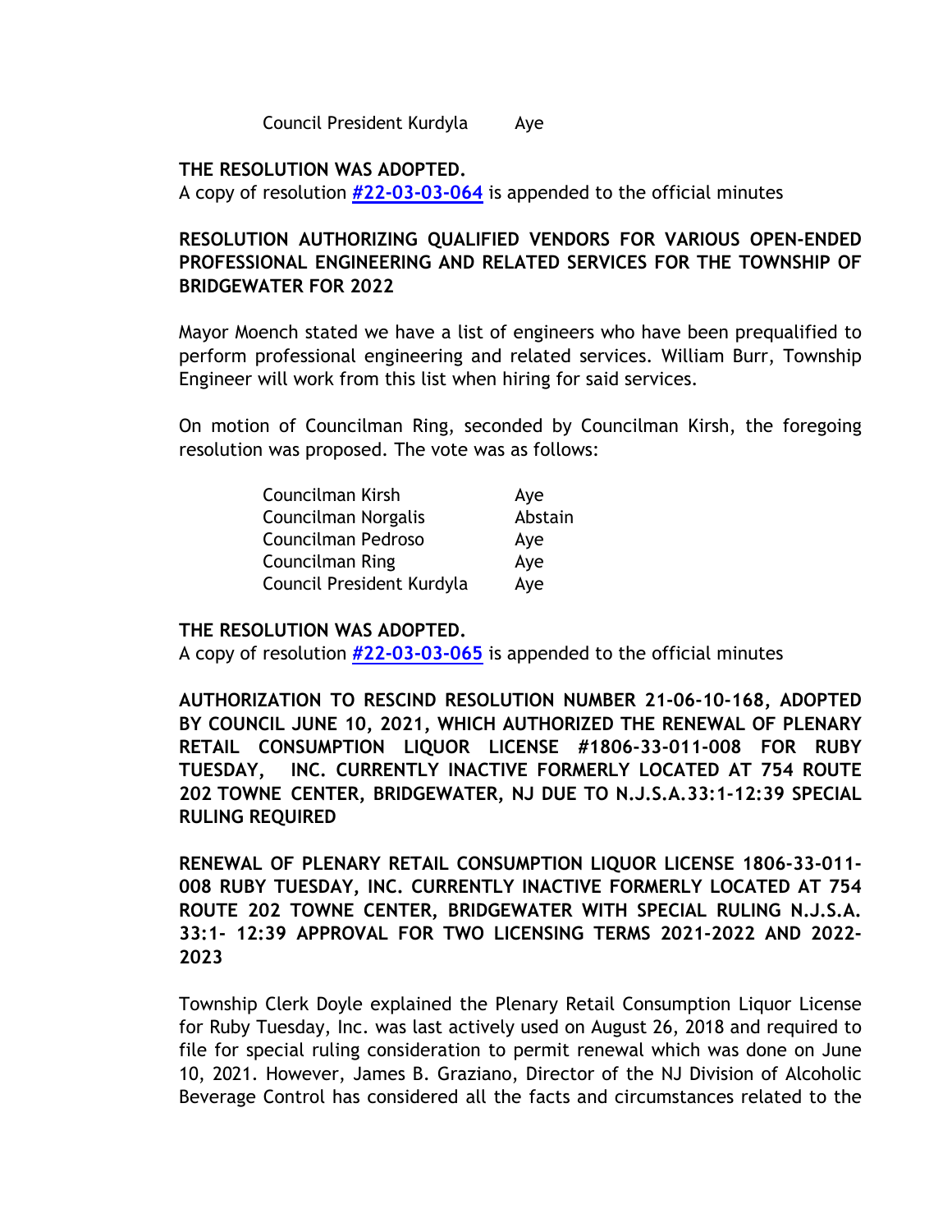| | |
|---|---|
| Council President Kurdyla | Aye |

**THE RESOLUTION WAS ADOPTED.**
A copy of resolution **#22-03-03-064** is appended to the official minutes

**RESOLUTION AUTHORIZING QUALIFIED VENDORS FOR VARIOUS OPEN-ENDED PROFESSIONAL ENGINEERING AND RELATED SERVICES FOR THE TOWNSHIP OF BRIDGEWATER FOR 2022**

Mayor Moench stated we have a list of engineers who have been prequalified to perform professional engineering and related services. William Burr, Township Engineer will work from this list when hiring for said services.

On motion of Councilman Ring, seconded by Councilman Kirsh, the foregoing resolution was proposed. The vote was as follows:

| | |
|---|---|
| Councilman Kirsh | Aye |
| Councilman Norgalis | Abstain |
| Councilman Pedroso | Aye |
| Councilman Ring | Aye |
| Council President Kurdyla | Aye |

**THE RESOLUTION WAS ADOPTED.**
A copy of resolution **#22-03-03-065** is appended to the official minutes

**AUTHORIZATION TO RESCIND RESOLUTION NUMBER 21-06-10-168, ADOPTED BY COUNCIL JUNE 10, 2021, WHICH AUTHORIZED THE RENEWAL OF PLENARY RETAIL CONSUMPTION LIQUOR LICENSE #1806-33-011-008 FOR RUBY TUESDAY, INC. CURRENTLY INACTIVE FORMERLY LOCATED AT 754 ROUTE 202 TOWNE CENTER, BRIDGEWATER, NJ DUE TO N.J.S.A.33:1-12:39 SPECIAL RULING REQUIRED**

**RENEWAL OF PLENARY RETAIL CONSUMPTION LIQUOR LICENSE 1806-33-011-008 RUBY TUESDAY, INC. CURRENTLY INACTIVE FORMERLY LOCATED AT 754 ROUTE 202 TOWNE CENTER, BRIDGEWATER WITH SPECIAL RULING N.J.S.A. 33:1- 12:39 APPROVAL FOR TWO LICENSING TERMS 2021-2022 AND 2022-2023**

Township Clerk Doyle explained the Plenary Retail Consumption Liquor License for Ruby Tuesday, Inc. was last actively used on August 26, 2018 and required to file for special ruling consideration to permit renewal which was done on June 10, 2021. However, James B. Graziano, Director of the NJ Division of Alcoholic Beverage Control has considered all the facts and circumstances related to the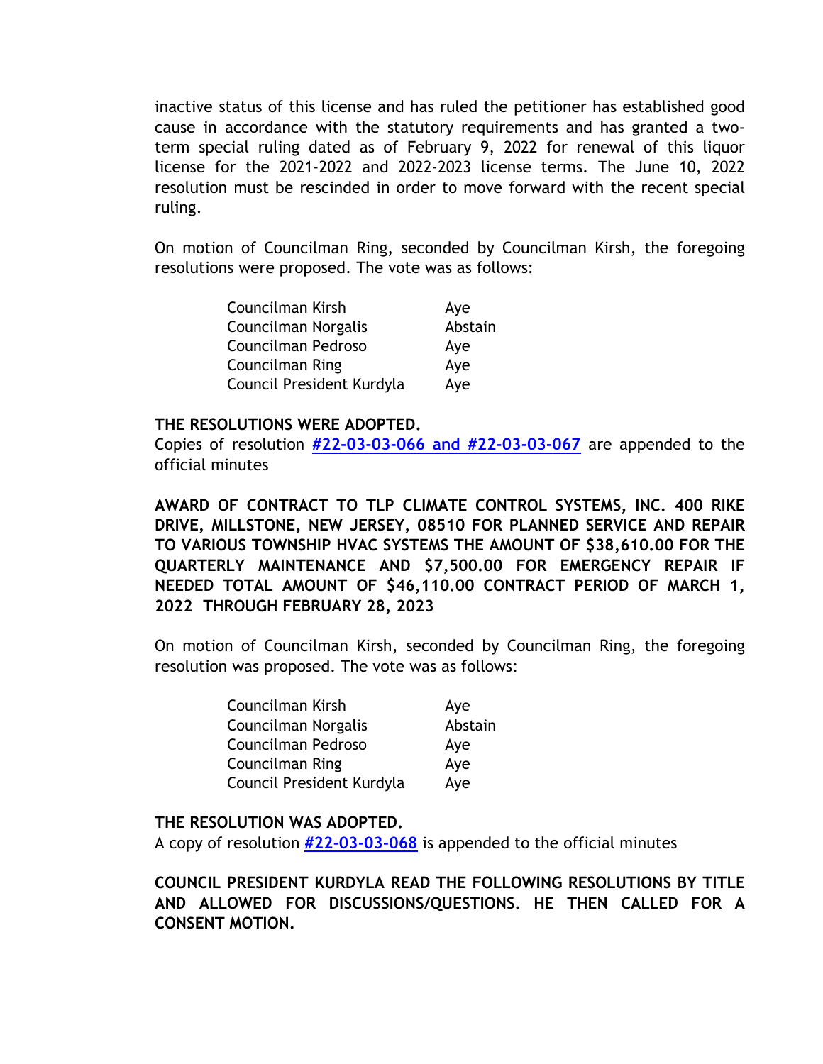inactive status of this license and has ruled the petitioner has established good cause in accordance with the statutory requirements and has granted a two-term special ruling dated as of February 9, 2022 for renewal of this liquor license for the 2021-2022 and 2022-2023 license terms. The June 10, 2022 resolution must be rescinded in order to move forward with the recent special ruling.

On motion of Councilman Ring, seconded by Councilman Kirsh, the foregoing resolutions were proposed. The vote was as follows:

| | |
|---|---|
| Councilman Kirsh | Aye |
| Councilman Norgalis | Abstain |
| Councilman Pedroso | Aye |
| Councilman Ring | Aye |
| Council President Kurdyla | Aye |

**THE RESOLUTIONS WERE ADOPTED.**
Copies of resolution **#22-03-03-066 and #22-03-03-067** are appended to the official minutes

**AWARD OF CONTRACT TO TLP CLIMATE CONTROL SYSTEMS, INC. 400 RIKE DRIVE, MILLSTONE, NEW JERSEY, 08510 FOR PLANNED SERVICE AND REPAIR TO VARIOUS TOWNSHIP HVAC SYSTEMS THE AMOUNT OF $38,610.00 FOR THE QUARTERLY MAINTENANCE AND $7,500.00 FOR EMERGENCY REPAIR IF NEEDED TOTAL AMOUNT OF $46,110.00 CONTRACT PERIOD OF MARCH 1, 2022 THROUGH FEBRUARY 28, 2023**

On motion of Councilman Kirsh, seconded by Councilman Ring, the foregoing resolution was proposed. The vote was as follows:

| | |
|---|---|
| Councilman Kirsh | Aye |
| Councilman Norgalis | Abstain |
| Councilman Pedroso | Aye |
| Councilman Ring | Aye |
| Council President Kurdyla | Aye |

**THE RESOLUTION WAS ADOPTED.**
A copy of resolution **#22-03-03-068** is appended to the official minutes

**COUNCIL PRESIDENT KURDYLA READ THE FOLLOWING RESOLUTIONS BY TITLE AND ALLOWED FOR DISCUSSIONS/QUESTIONS. HE THEN CALLED FOR A CONSENT MOTION.**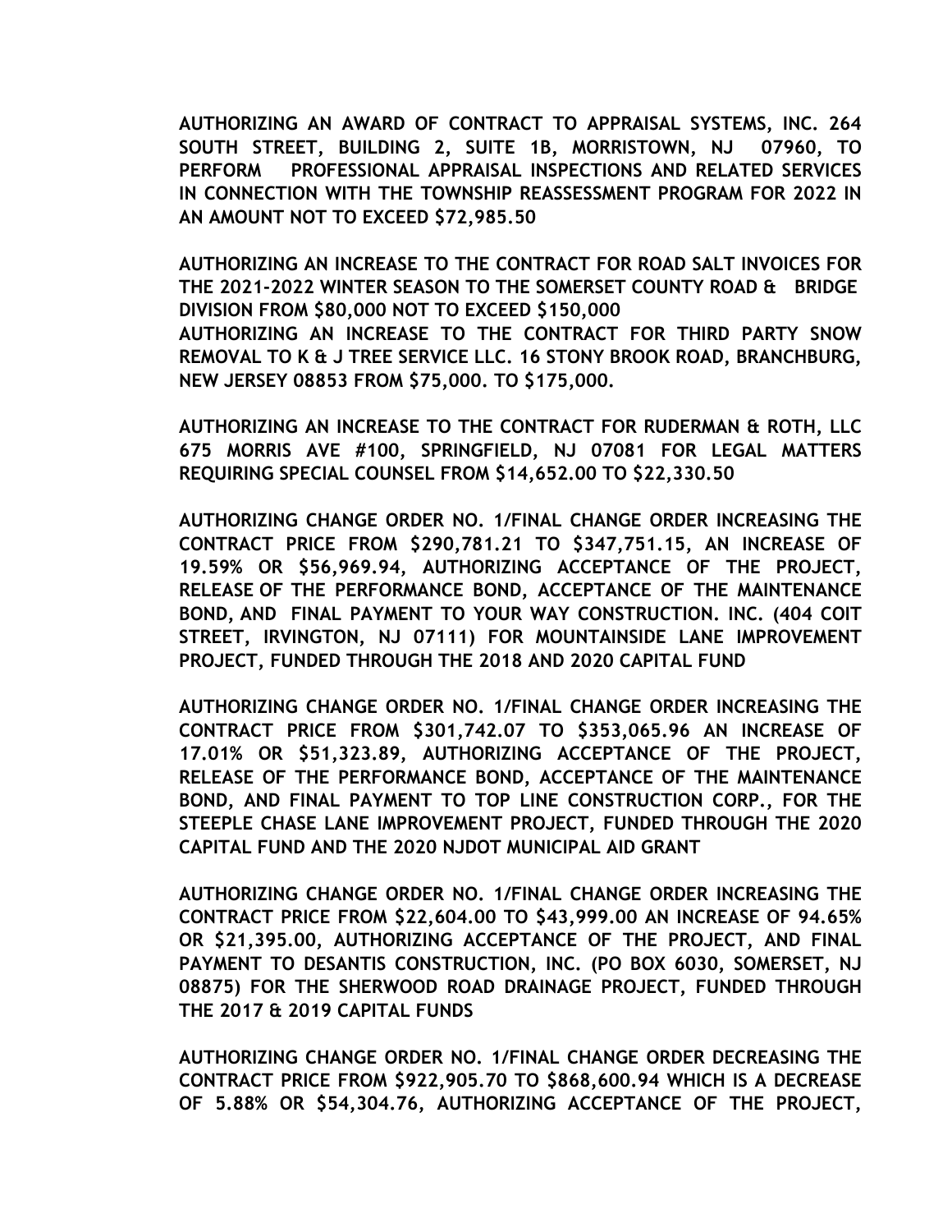**AUTHORIZING AN AWARD OF CONTRACT TO APPRAISAL SYSTEMS, INC. 264 SOUTH STREET, BUILDING 2, SUITE 1B, MORRISTOWN, NJ 07960, TO PERFORM PROFESSIONAL APPRAISAL INSPECTIONS AND RELATED SERVICES IN CONNECTION WITH THE TOWNSHIP REASSESSMENT PROGRAM FOR 2022 IN AN AMOUNT NOT TO EXCEED $72,985.50**

**AUTHORIZING AN INCREASE TO THE CONTRACT FOR ROAD SALT INVOICES FOR THE 2021-2022 WINTER SEASON TO THE SOMERSET COUNTY ROAD & BRIDGE DIVISION FROM $80,000 NOT TO EXCEED $150,000**

**AUTHORIZING AN INCREASE TO THE CONTRACT FOR THIRD PARTY SNOW REMOVAL TO K & J TREE SERVICE LLC. 16 STONY BROOK ROAD, BRANCHBURG, NEW JERSEY 08853 FROM $75,000. TO $175,000.**

**AUTHORIZING AN INCREASE TO THE CONTRACT FOR RUDERMAN & ROTH, LLC 675 MORRIS AVE #100, SPRINGFIELD, NJ 07081 FOR LEGAL MATTERS REQUIRING SPECIAL COUNSEL FROM $14,652.00 TO $22,330.50**

**AUTHORIZING CHANGE ORDER NO. 1/FINAL CHANGE ORDER INCREASING THE CONTRACT PRICE FROM $290,781.21 TO $347,751.15, AN INCREASE OF 19.59% OR $56,969.94, AUTHORIZING ACCEPTANCE OF THE PROJECT, RELEASE OF THE PERFORMANCE BOND, ACCEPTANCE OF THE MAINTENANCE BOND, AND FINAL PAYMENT TO YOUR WAY CONSTRUCTION. INC. (404 COIT STREET, IRVINGTON, NJ 07111) FOR MOUNTAINSIDE LANE IMPROVEMENT PROJECT, FUNDED THROUGH THE 2018 AND 2020 CAPITAL FUND**

**AUTHORIZING CHANGE ORDER NO. 1/FINAL CHANGE ORDER INCREASING THE CONTRACT PRICE FROM $301,742.07 TO $353,065.96 AN INCREASE OF 17.01% OR $51,323.89, AUTHORIZING ACCEPTANCE OF THE PROJECT, RELEASE OF THE PERFORMANCE BOND, ACCEPTANCE OF THE MAINTENANCE BOND, AND FINAL PAYMENT TO TOP LINE CONSTRUCTION CORP., FOR THE STEEPLE CHASE LANE IMPROVEMENT PROJECT, FUNDED THROUGH THE 2020 CAPITAL FUND AND THE 2020 NJDOT MUNICIPAL AID GRANT**

**AUTHORIZING CHANGE ORDER NO. 1/FINAL CHANGE ORDER INCREASING THE CONTRACT PRICE FROM $22,604.00 TO $43,999.00 AN INCREASE OF 94.65% OR $21,395.00, AUTHORIZING ACCEPTANCE OF THE PROJECT, AND FINAL PAYMENT TO DESANTIS CONSTRUCTION, INC. (PO BOX 6030, SOMERSET, NJ 08875) FOR THE SHERWOOD ROAD DRAINAGE PROJECT, FUNDED THROUGH THE 2017 & 2019 CAPITAL FUNDS**

**AUTHORIZING CHANGE ORDER NO. 1/FINAL CHANGE ORDER DECREASING THE CONTRACT PRICE FROM $922,905.70 TO $868,600.94 WHICH IS A DECREASE OF 5.88% OR $54,304.76, AUTHORIZING ACCEPTANCE OF THE PROJECT,**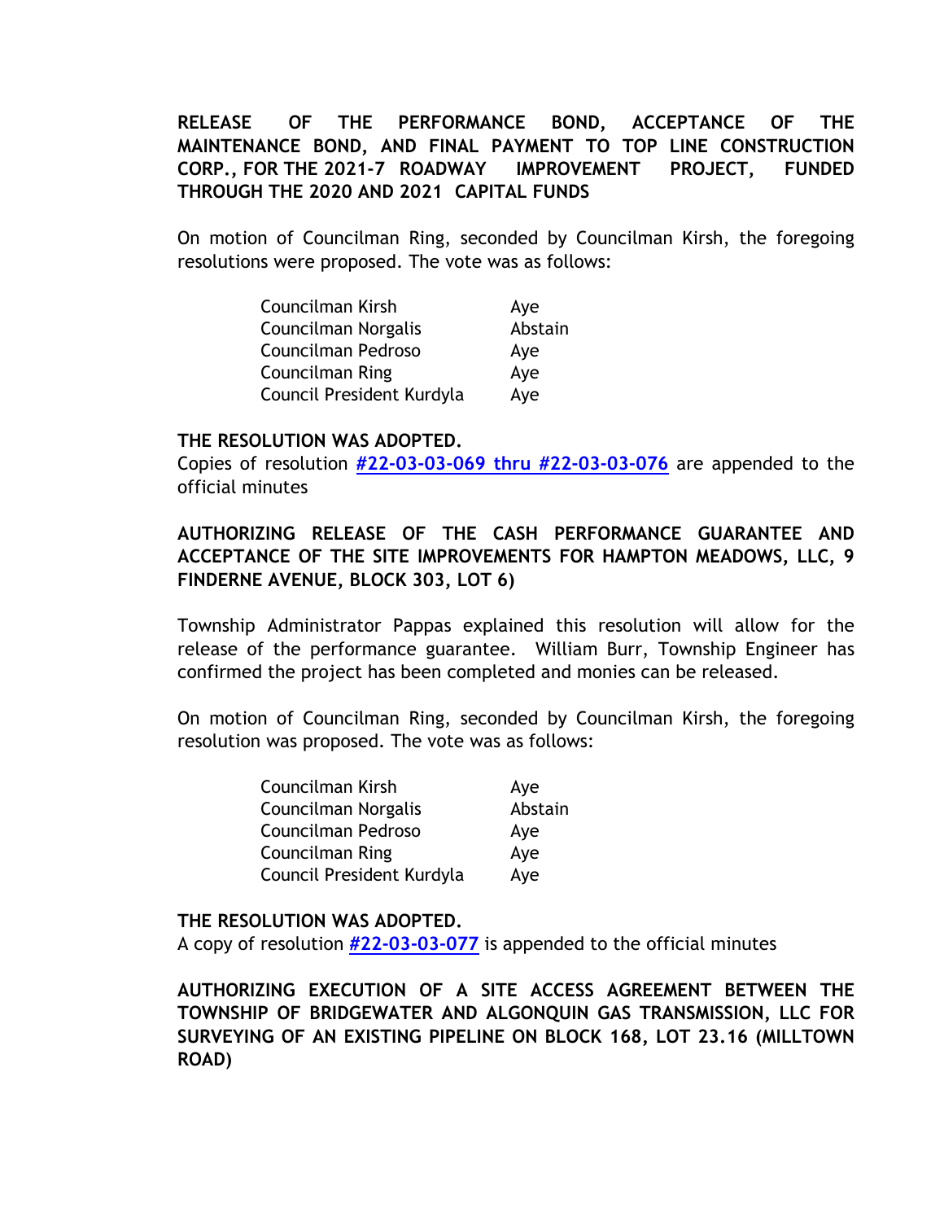**RELEASE OF THE PERFORMANCE BOND, ACCEPTANCE OF THE MAINTENANCE BOND, AND FINAL PAYMENT TO TOP LINE CONSTRUCTION CORP., FOR THE 2021-7 ROADWAY IMPROVEMENT PROJECT, FUNDED THROUGH THE 2020 AND 2021 CAPITAL FUNDS**

On motion of Councilman Ring, seconded by Councilman Kirsh, the foregoing resolutions were proposed. The vote was as follows:

| | |
|---|---|
| Councilman Kirsh | Aye |
| Councilman Norgalis | Abstain |
| Councilman Pedroso | Aye |
| Councilman Ring | Aye |
| Council President Kurdyla | Aye |

**THE RESOLUTION WAS ADOPTED.**
Copies of resolution **#22-03-03-069 thru #22-03-03-076** are appended to the official minutes

**AUTHORIZING RELEASE OF THE CASH PERFORMANCE GUARANTEE AND ACCEPTANCE OF THE SITE IMPROVEMENTS FOR HAMPTON MEADOWS, LLC, 9 FINDERNE AVENUE, BLOCK 303, LOT 6)**

Township Administrator Pappas explained this resolution will allow for the release of the performance guarantee. William Burr, Township Engineer has confirmed the project has been completed and monies can be released.

On motion of Councilman Ring, seconded by Councilman Kirsh, the foregoing resolution was proposed. The vote was as follows:

| | |
|---|---|
| Councilman Kirsh | Aye |
| Councilman Norgalis | Abstain |
| Councilman Pedroso | Aye |
| Councilman Ring | Aye |
| Council President Kurdyla | Aye |

**THE RESOLUTION WAS ADOPTED.**
A copy of resolution **#22-03-03-077** is appended to the official minutes

**AUTHORIZING EXECUTION OF A SITE ACCESS AGREEMENT BETWEEN THE TOWNSHIP OF BRIDGEWATER AND ALGONQUIN GAS TRANSMISSION, LLC FOR SURVEYING OF AN EXISTING PIPELINE ON BLOCK 168, LOT 23.16 (MILLTOWN ROAD)**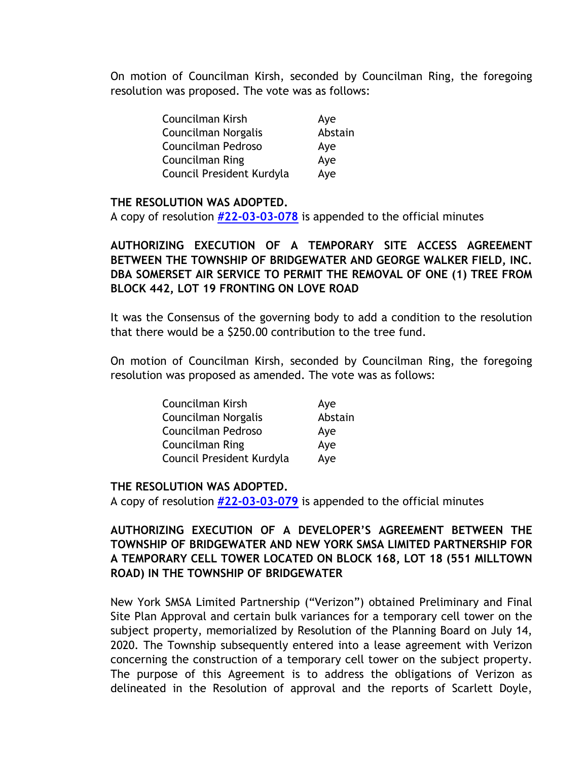On motion of Councilman Kirsh, seconded by Councilman Ring, the foregoing resolution was proposed. The vote was as follows:

| | |
|---|---|
| Councilman Kirsh | Aye |
| Councilman Norgalis | Abstain |
| Councilman Pedroso | Aye |
| Councilman Ring | Aye |
| Council President Kurdyla | Aye |

**THE RESOLUTION WAS ADOPTED.**

A copy of resolution **#22-03-03-078** is appended to the official minutes

**AUTHORIZING EXECUTION OF A TEMPORARY SITE ACCESS AGREEMENT BETWEEN THE TOWNSHIP OF BRIDGEWATER AND GEORGE WALKER FIELD, INC. DBA SOMERSET AIR SERVICE TO PERMIT THE REMOVAL OF ONE (1) TREE FROM BLOCK 442, LOT 19 FRONTING ON LOVE ROAD**

It was the Consensus of the governing body to add a condition to the resolution that there would be a $250.00 contribution to the tree fund.

On motion of Councilman Kirsh, seconded by Councilman Ring, the foregoing resolution was proposed as amended. The vote was as follows:

| | |
|---|---|
| Councilman Kirsh | Aye |
| Councilman Norgalis | Abstain |
| Councilman Pedroso | Aye |
| Councilman Ring | Aye |
| Council President Kurdyla | Aye |

**THE RESOLUTION WAS ADOPTED.**

A copy of resolution **#22-03-03-079** is appended to the official minutes

**AUTHORIZING EXECUTION OF A DEVELOPER'S AGREEMENT BETWEEN THE TOWNSHIP OF BRIDGEWATER AND NEW YORK SMSA LIMITED PARTNERSHIP FOR A TEMPORARY CELL TOWER LOCATED ON BLOCK 168, LOT 18 (551 MILLTOWN ROAD) IN THE TOWNSHIP OF BRIDGEWATER**

New York SMSA Limited Partnership ("Verizon") obtained Preliminary and Final Site Plan Approval and certain bulk variances for a temporary cell tower on the subject property, memorialized by Resolution of the Planning Board on July 14, 2020. The Township subsequently entered into a lease agreement with Verizon concerning the construction of a temporary cell tower on the subject property. The purpose of this Agreement is to address the obligations of Verizon as delineated in the Resolution of approval and the reports of Scarlett Doyle,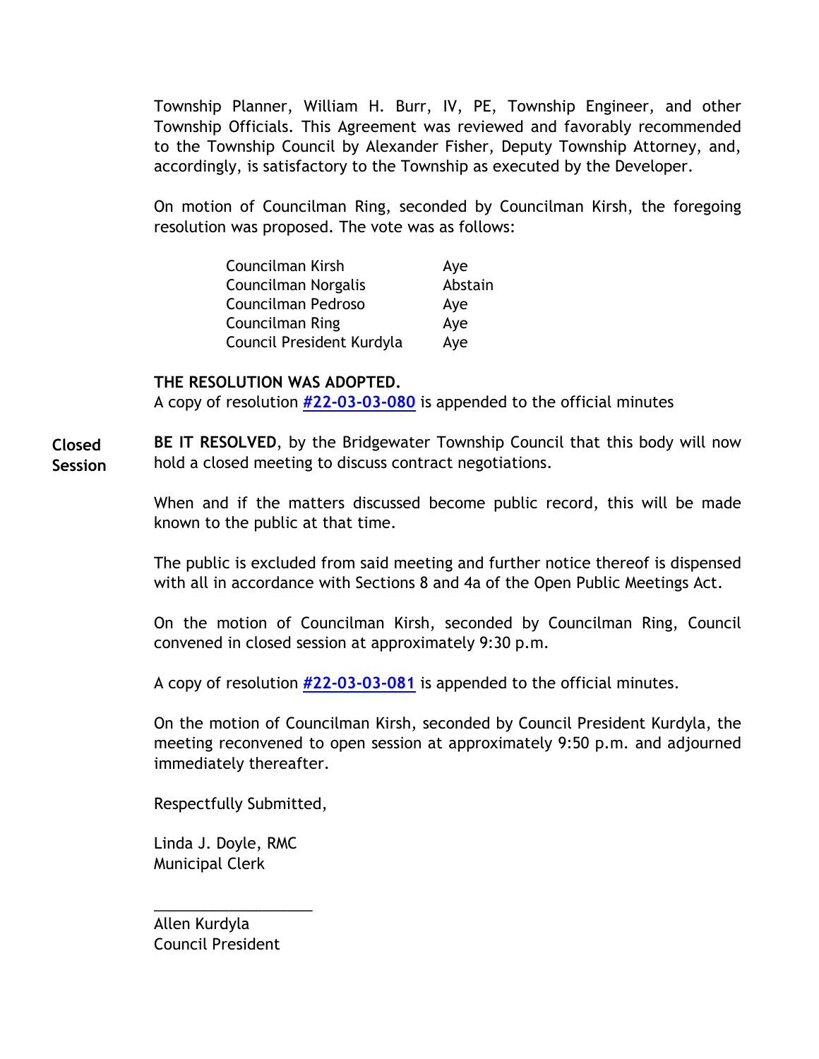Township Planner, William H. Burr, IV, PE, Township Engineer, and other Township Officials. This Agreement was reviewed and favorably recommended to the Township Council by Alexander Fisher, Deputy Township Attorney, and, accordingly, is satisfactory to the Township as executed by the Developer.

On motion of Councilman Ring, seconded by Councilman Kirsh, the foregoing resolution was proposed. The vote was as follows:

| | |
|---|---|
| Councilman Kirsh | Aye |
| Councilman Norgalis | Abstain |
| Councilman Pedroso | Aye |
| Councilman Ring | Aye |
| Council President Kurdyla | Aye |

**THE RESOLUTION WAS ADOPTED.**
A copy of resolution **#22-03-03-080** is appended to the official minutes

**Closed Session**

**BE IT RESOLVED**, by the Bridgewater Township Council that this body will now hold a closed meeting to discuss contract negotiations.

When and if the matters discussed become public record, this will be made known to the public at that time.

The public is excluded from said meeting and further notice thereof is dispensed with all in accordance with Sections 8 and 4a of the Open Public Meetings Act.

On the motion of Councilman Kirsh, seconded by Councilman Ring, Council convened in closed session at approximately 9:30 p.m.

A copy of resolution **#22-03-03-081** is appended to the official minutes.

On the motion of Councilman Kirsh, seconded by Council President Kurdyla, the meeting reconvened to open session at approximately 9:50 p.m. and adjourned immediately thereafter.

Respectfully Submitted,

Linda J. Doyle, RMC
Municipal Clerk

\_\_\_\_\_\_\_\_\_\_\_\_\_\_\_\_\_\_\_\_

Allen Kurdyla
Council President